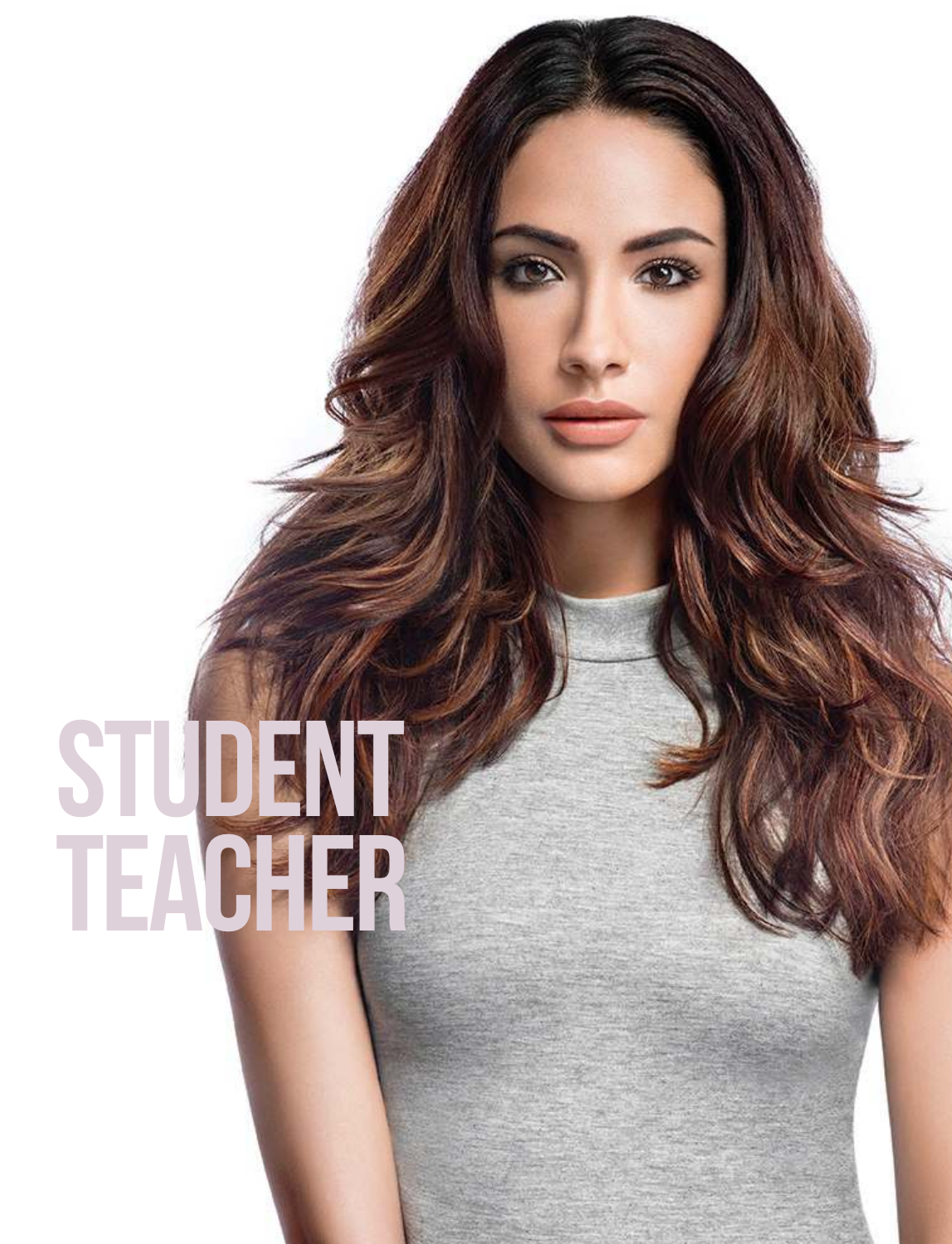# STUDENT TEACHER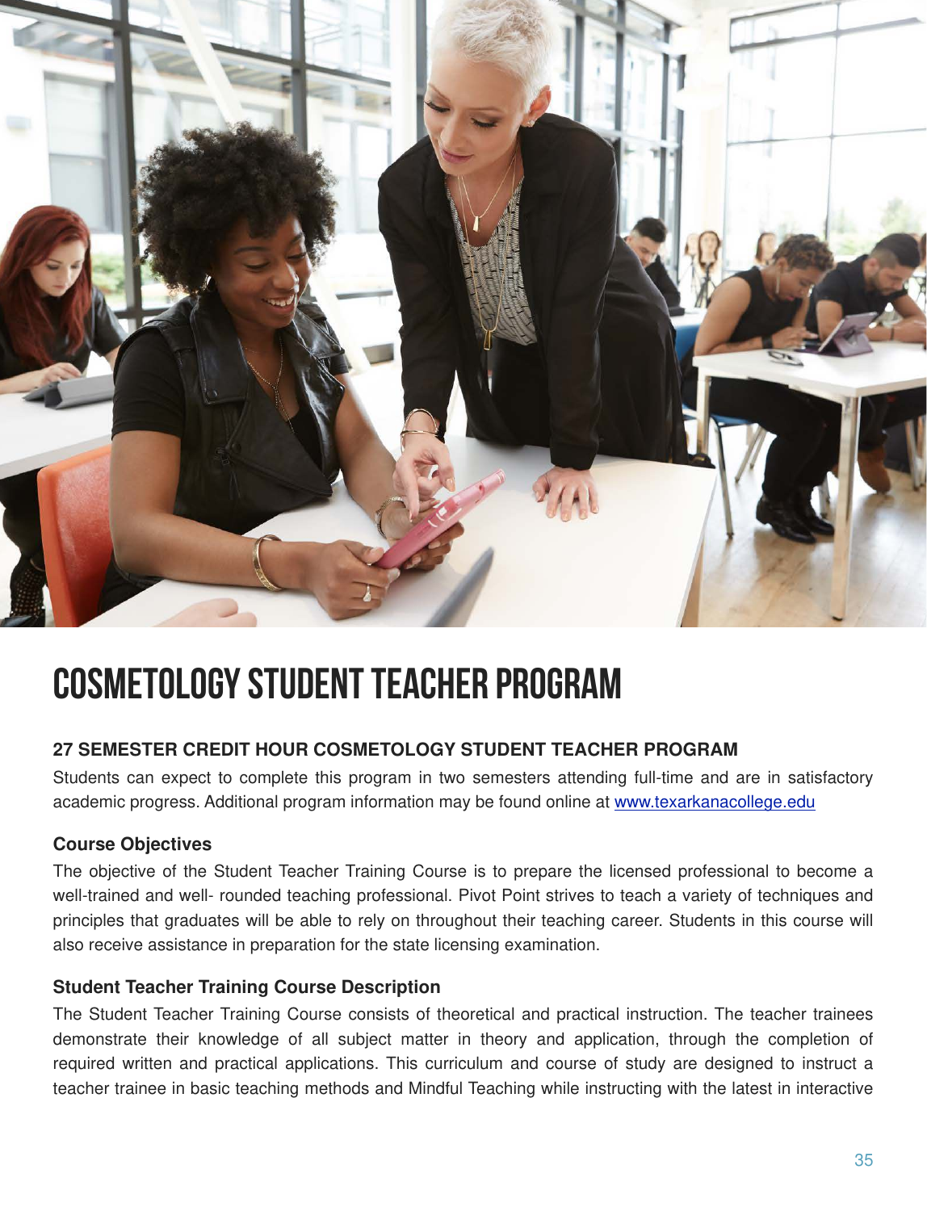# COSMETOLOGY STUDENT TEACHER PROGRAM

### 27 SEMESTER CREDIT HOUR COSMETOLOGY STUDENT TEACHER PROGRAM

Students can expect to complete this program in two semesters attending full-time and are in satisfactory academic progress. Additional program information may be found online at [www.texarkanacollege.edu](http://www.texarkanacollege.edu)

### Course Objectives

The objective of the Student Teacher Training Course is to prepare the licensed professional to become a well-trained and well- rounded teaching professional. Pivot Point strives to teach a variety of techniques and principles that graduates will be able to rely on throughout their teaching career. Students in this course will also receive assistance in preparation for the state licensing examination.

### Student Teacher Training Course Description

The Student Teacher Training Course consists of theoretical and practical instruction. The teacher trainees demonstrate their knowledge of all subject matter in theory and application, through the completion of required written and practical applications. This curriculum and course of study are designed to instruct a teacher trainee in basic teaching methods and Mindful Teaching while instructing with the latest in interactive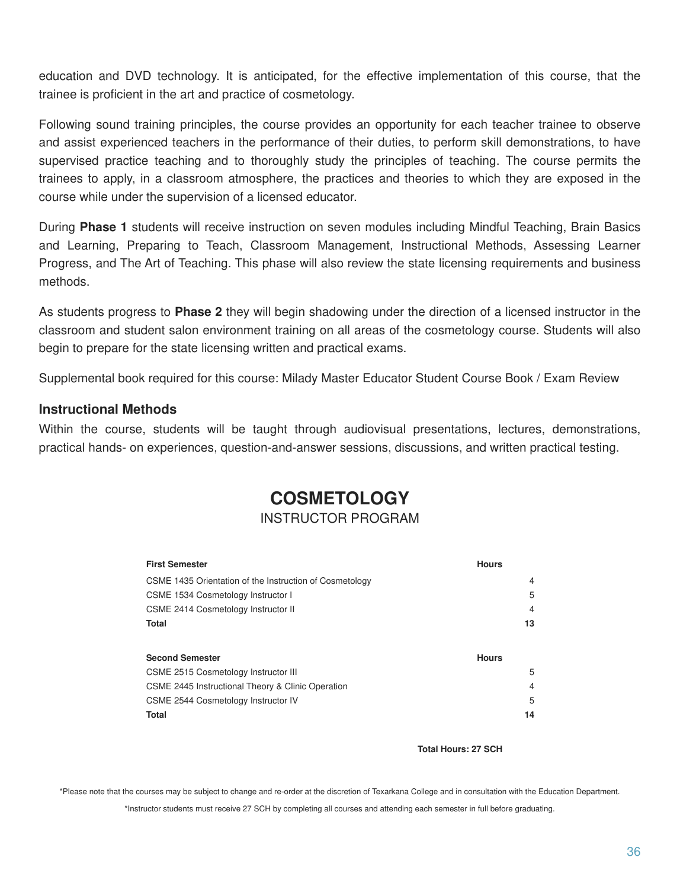education and DVD technology. It is anticipated, for the effective implementation of this course, that the trainee is proficient in the art and practice of cosmetology.

Following sound training principles, the course provides an opportunity for each teacher trainee to observe and assist experienced teachers in the performance of their duties, to perform skill demonstrations, to have supervised practice teaching and to thoroughly study the principles of teaching. The course permits the trainees to apply, in a classroom atmosphere, the practices and theories to which they are exposed in the course while under the supervision of a licensed educator.

During **Phase 1** students will receive instruction on seven modules including Mindful Teaching, Brain Basics and Learning, Preparing to Teach, Classroom Management, Instructional Methods, Assessing Learner Progress, and The Art of Teaching. This phase will also review the state licensing requirements and business methods.

As students progress to **Phase 2** they will begin shadowing under the direction of a licensed instructor in the classroom and student salon environment training on all areas of the cosmetology course. Students will also begin to prepare for the state licensing written and practical exams.

Supplemental book required for this course: Milady Master Educator Student Course Book / Exam Review

### Instructional Methods

Within the course, students will be taught through audiovisual presentations, lectures, demonstrations, practical hands- on experiences, question-and-answer sessions, discussions, and written practical testing.

## COSMETOLOGY

INSTRUCTOR PROGRAM

| **First Semester** | **Hours** |
|---|---|
| CSME 1435 Orientation of the Instruction of Cosmetology | 4 |
| CSME 1534 Cosmetology Instructor I | 5 |
| CSME 2414 Cosmetology Instructor II | 4 |
| **Total** | **13** |

| **Second Semester** | **Hours** |
|---|---|
| CSME 2515 Cosmetology Instructor III | 5 |
| CSME 2445 Instructional Theory & Clinic Operation | 4 |
| CSME 2544 Cosmetology Instructor IV | 5 |
| **Total** | **14** |

**Total Hours: 27 SCH**

*Please note that the courses may be subject to change and re-order at the discretion of Texarkana College and in consultation with the Education Department.

*Instructor students must receive 27 SCH by completing all courses and attending each semester in full before graduating.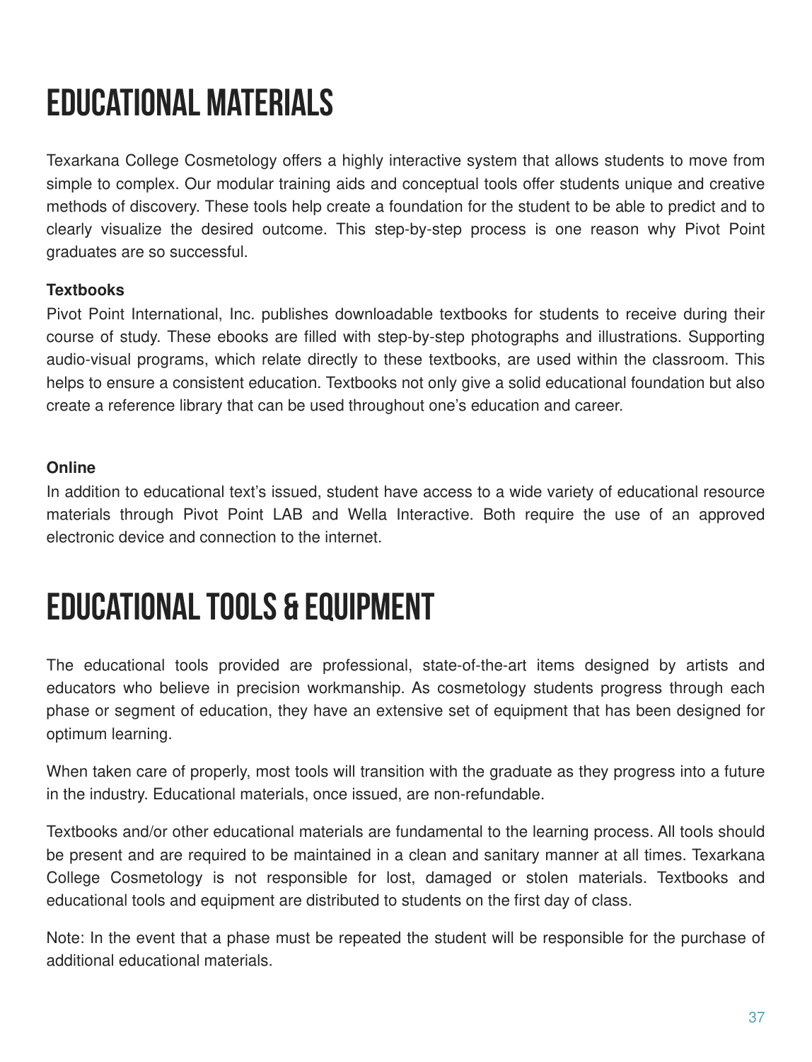# EDUCATIONAL MATERIALS

Texarkana College Cosmetology offers a highly interactive system that allows students to move from simple to complex. Our modular training aids and conceptual tools offer students unique and creative methods of discovery. These tools help create a foundation for the student to be able to predict and to clearly visualize the desired outcome. This step-by-step process is one reason why Pivot Point graduates are so successful.

**Textbooks**

Pivot Point International, Inc. publishes downloadable textbooks for students to receive during their course of study. These ebooks are filled with step-by-step photographs and illustrations. Supporting audio-visual programs, which relate directly to these textbooks, are used within the classroom. This helps to ensure a consistent education. Textbooks not only give a solid educational foundation but also create a reference library that can be used throughout one's education and career.

**Online**

In addition to educational text's issued, student have access to a wide variety of educational resource materials through Pivot Point LAB and Wella Interactive. Both require the use of an approved electronic device and connection to the internet.

# EDUCATIONAL TOOLS & EQUIPMENT

The educational tools provided are professional, state-of-the-art items designed by artists and educators who believe in precision workmanship. As cosmetology students progress through each phase or segment of education, they have an extensive set of equipment that has been designed for optimum learning.

When taken care of properly, most tools will transition with the graduate as they progress into a future in the industry. Educational materials, once issued, are non-refundable.

Textbooks and/or other educational materials are fundamental to the learning process. All tools should be present and are required to be maintained in a clean and sanitary manner at all times. Texarkana College Cosmetology is not responsible for lost, damaged or stolen materials. Textbooks and educational tools and equipment are distributed to students on the first day of class.

Note: In the event that a phase must be repeated the student will be responsible for the purchase of additional educational materials.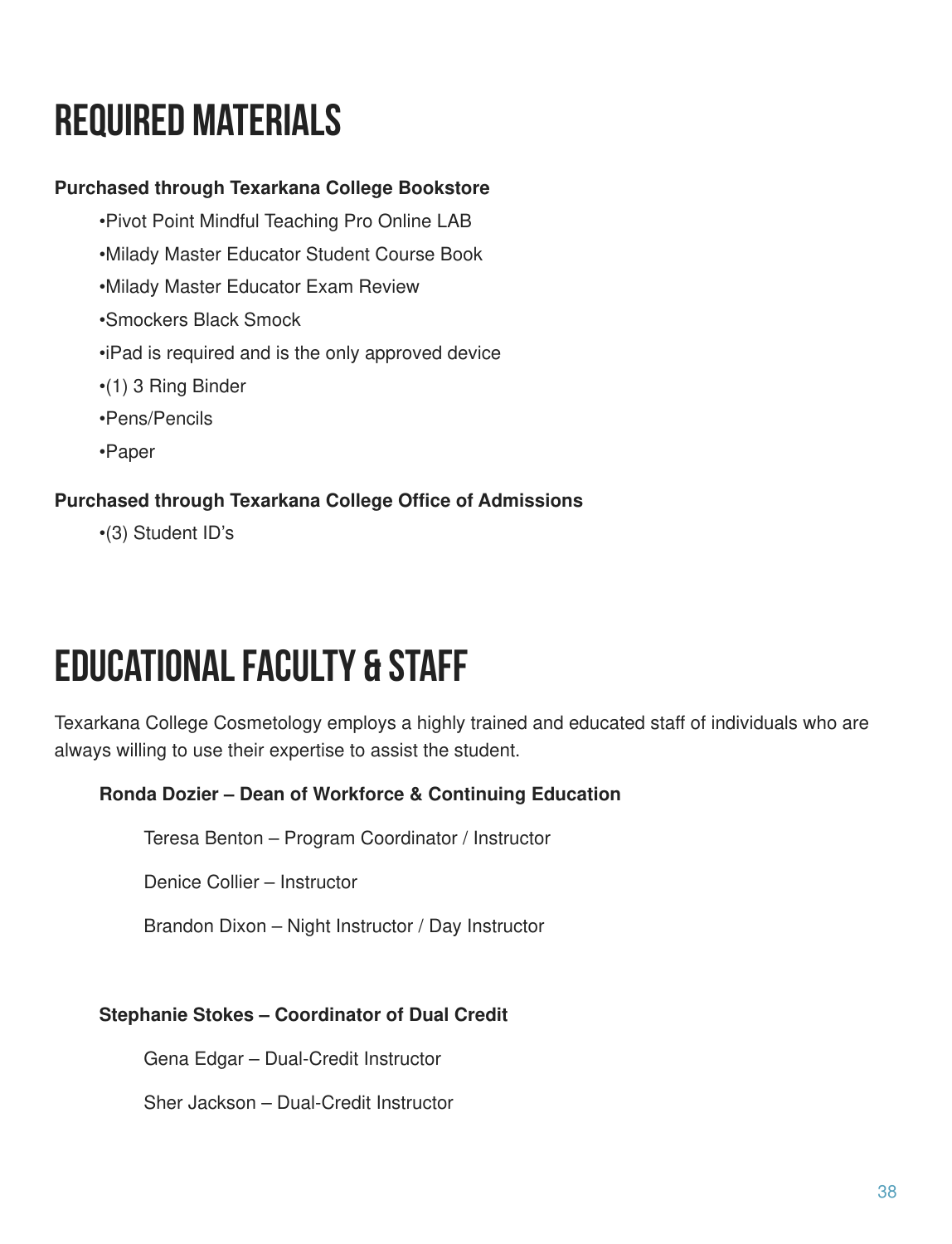# REQUIRED MATERIALS

**Purchased through Texarkana College Bookstore**

- Pivot Point Mindful Teaching Pro Online LAB
- Milady Master Educator Student Course Book
- Milady Master Educator Exam Review
- Smockers Black Smock
- iPad is required and is the only approved device
- (1) 3 Ring Binder
- Pens/Pencils
- Paper

**Purchased through Texarkana College Office of Admissions**

- (3) Student ID's

# EDUCATIONAL FACULTY & STAFF

Texarkana College Cosmetology employs a highly trained and educated staff of individuals who are always willing to use their expertise to assist the student.

**Ronda Dozier – Dean of Workforce & Continuing Education**

Teresa Benton – Program Coordinator / Instructor

Denice Collier – Instructor

Brandon Dixon – Night Instructor / Day Instructor

**Stephanie Stokes – Coordinator of Dual Credit**

Gena Edgar – Dual-Credit Instructor

Sher Jackson – Dual-Credit Instructor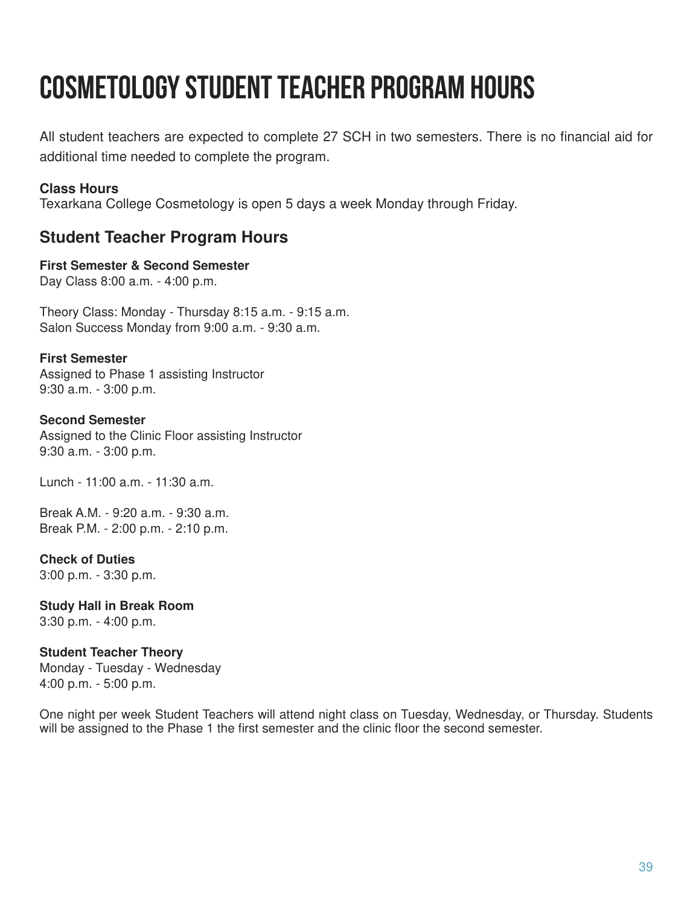# COSMETOLOGY STUDENT TEACHER PROGRAM HOURS

All student teachers are expected to complete 27 SCH in two semesters. There is no financial aid for additional time needed to complete the program.

**Class Hours**
Texarkana College Cosmetology is open 5 days a week Monday through Friday.

## Student Teacher Program Hours

**First Semester & Second Semester**
Day Class 8:00 a.m. - 4:00 p.m.

Theory Class: Monday - Thursday 8:15 a.m. - 9:15 a.m.
Salon Success Monday from 9:00 a.m. - 9:30 a.m.

**First Semester**
Assigned to Phase 1 assisting Instructor
9:30 a.m. - 3:00 p.m.

**Second Semester**
Assigned to the Clinic Floor assisting Instructor
9:30 a.m. - 3:00 p.m.

Lunch - 11:00 a.m. - 11:30 a.m.

Break A.M. - 9:20 a.m. - 9:30 a.m.
Break P.M. - 2:00 p.m. - 2:10 p.m.

**Check of Duties**
3:00 p.m. - 3:30 p.m.

**Study Hall in Break Room**
3:30 p.m. - 4:00 p.m.

**Student Teacher Theory**
Monday - Tuesday - Wednesday
4:00 p.m. - 5:00 p.m.

One night per week Student Teachers will attend night class on Tuesday, Wednesday, or Thursday. Students will be assigned to the Phase 1 the first semester and the clinic floor the second semester.